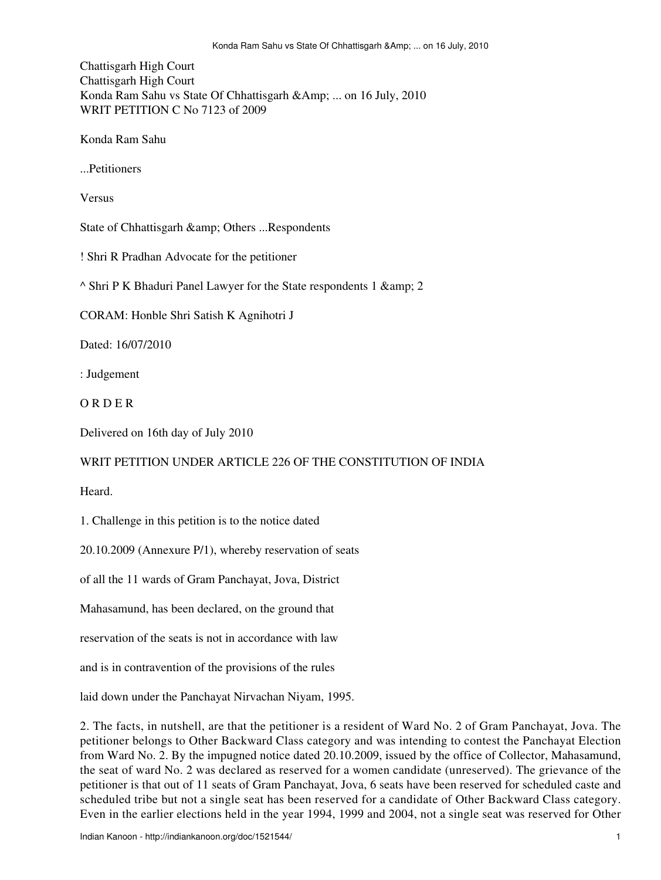Chattisgarh High Court
Chattisgarh High Court
Konda Ram Sahu vs State Of Chhattisgarh &Amp; ... on 16 July, 2010
WRIT PETITION C No 7123 of 2009

Konda Ram Sahu

...Petitioners

Versus

State of Chhattisgarh &amp; Others ...Respondents

! Shri R Pradhan Advocate for the petitioner

^ Shri P K Bhaduri Panel Lawyer for the State respondents 1 &amp; 2

CORAM: Honble Shri Satish K Agnihotri J

Dated: 16/07/2010

: Judgement

O R D E R

Delivered on 16th day of July 2010

WRIT PETITION UNDER ARTICLE 226 OF THE CONSTITUTION OF INDIA

Heard.

1. Challenge in this petition is to the notice dated 20.10.2009 (Annexure P/1), whereby reservation of seats of all the 11 wards of Gram Panchayat, Jova, District Mahasamund, has been declared, on the ground that reservation of the seats is not in accordance with law and is in contravention of the provisions of the rules laid down under the Panchayat Nirvachan Niyam, 1995.

2. The facts, in nutshell, are that the petitioner is a resident of Ward No. 2 of Gram Panchayat, Jova. The petitioner belongs to Other Backward Class category and was intending to contest the Panchayat Election from Ward No. 2. By the impugned notice dated 20.10.2009, issued by the office of Collector, Mahasamund, the seat of ward No. 2 was declared as reserved for a women candidate (unreserved). The grievance of the petitioner is that out of 11 seats of Gram Panchayat, Jova, 6 seats have been reserved for scheduled caste and scheduled tribe but not a single seat has been reserved for a candidate of Other Backward Class category. Even in the earlier elections held in the year 1994, 1999 and 2004, not a single seat was reserved for Other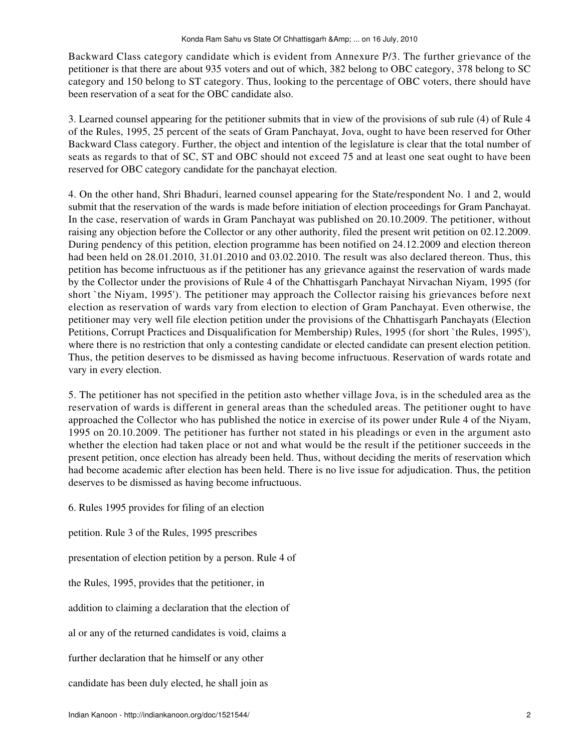Backward Class category candidate which is evident from Annexure P/3. The further grievance of the petitioner is that there are about 935 voters and out of which, 382 belong to OBC category, 378 belong to SC category and 150 belong to ST category. Thus, looking to the percentage of OBC voters, there should have been reservation of a seat for the OBC candidate also.

3. Learned counsel appearing for the petitioner submits that in view of the provisions of sub rule (4) of Rule 4 of the Rules, 1995, 25 percent of the seats of Gram Panchayat, Jova, ought to have been reserved for Other Backward Class category. Further, the object and intention of the legislature is clear that the total number of seats as regards to that of SC, ST and OBC should not exceed 75 and at least one seat ought to have been reserved for OBC category candidate for the panchayat election.

4. On the other hand, Shri Bhaduri, learned counsel appearing for the State/respondent No. 1 and 2, would submit that the reservation of the wards is made before initiation of election proceedings for Gram Panchayat. In the case, reservation of wards in Gram Panchayat was published on 20.10.2009. The petitioner, without raising any objection before the Collector or any other authority, filed the present writ petition on 02.12.2009. During pendency of this petition, election programme has been notified on 24.12.2009 and election thereon had been held on 28.01.2010, 31.01.2010 and 03.02.2010. The result was also declared thereon. Thus, this petition has become infructuous as if the petitioner has any grievance against the reservation of wards made by the Collector under the provisions of Rule 4 of the Chhattisgarh Panchayat Nirvachan Niyam, 1995 (for short `the Niyam, 1995'). The petitioner may approach the Collector raising his grievances before next election as reservation of wards vary from election to election of Gram Panchayat. Even otherwise, the petitioner may very well file election petition under the provisions of the Chhattisgarh Panchayats (Election Petitions, Corrupt Practices and Disqualification for Membership) Rules, 1995 (for short `the Rules, 1995'), where there is no restriction that only a contesting candidate or elected candidate can present election petition. Thus, the petition deserves to be dismissed as having become infructuous. Reservation of wards rotate and vary in every election.

5. The petitioner has not specified in the petition asto whether village Jova, is in the scheduled area as the reservation of wards is different in general areas than the scheduled areas. The petitioner ought to have approached the Collector who has published the notice in exercise of its power under Rule 4 of the Niyam, 1995 on 20.10.2009. The petitioner has further not stated in his pleadings or even in the argument asto whether the election had taken place or not and what would be the result if the petitioner succeeds in the present petition, once election has already been held. Thus, without deciding the merits of reservation which had become academic after election has been held. There is no live issue for adjudication. Thus, the petition deserves to be dismissed as having become infructuous.

6. Rules 1995 provides for filing of an election petition. Rule 3 of the Rules, 1995 prescribes presentation of election petition by a person. Rule 4 of the Rules, 1995, provides that the petitioner, in addition to claiming a declaration that the election of al or any of the returned candidates is void, claims a further declaration that he himself or any other candidate has been duly elected, he shall join as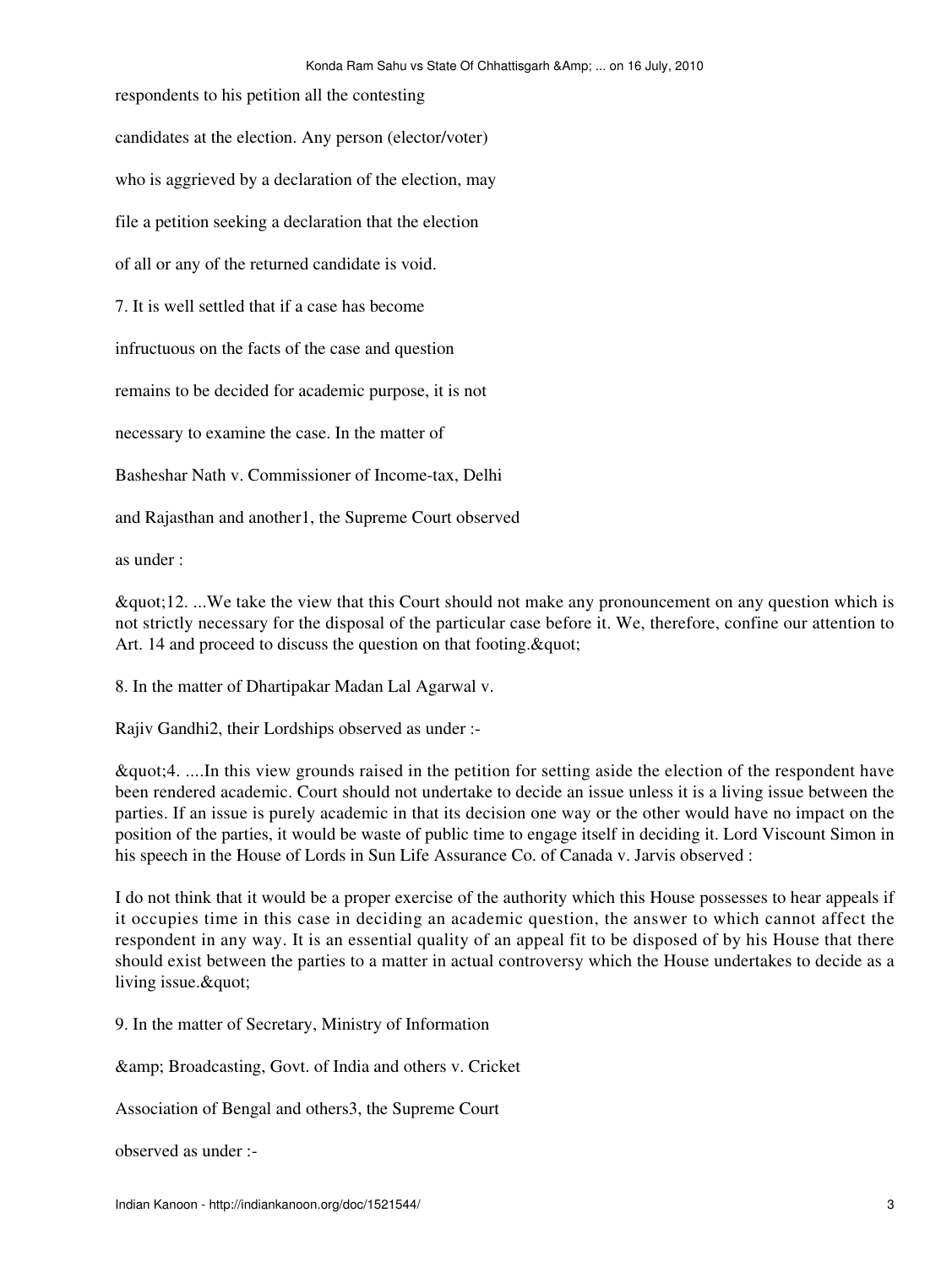respondents to his petition all the contesting candidates at the election. Any person (elector/voter) who is aggrieved by a declaration of the election, may file a petition seeking a declaration that the election of all or any of the returned candidate is void.

7. It is well settled that if a case has become infructuous on the facts of the case and question remains to be decided for academic purpose, it is not necessary to examine the case. In the matter of Basheshar Nath v. Commissioner of Income-tax, Delhi and Rajasthan and another1, the Supreme Court observed as under :

&quot;12. ...We take the view that this Court should not make any pronouncement on any question which is not strictly necessary for the disposal of the particular case before it. We, therefore, confine our attention to Art. 14 and proceed to discuss the question on that footing.&quot;

8. In the matter of Dhartipakar Madan Lal Agarwal v. Rajiv Gandhi2, their Lordships observed as under :-

&quot;4. ....In this view grounds raised in the petition for setting aside the election of the respondent have been rendered academic. Court should not undertake to decide an issue unless it is a living issue between the parties. If an issue is purely academic in that its decision one way or the other would have no impact on the position of the parties, it would be waste of public time to engage itself in deciding it. Lord Viscount Simon in his speech in the House of Lords in Sun Life Assurance Co. of Canada v. Jarvis observed :

I do not think that it would be a proper exercise of the authority which this House possesses to hear appeals if it occupies time in this case in deciding an academic question, the answer to which cannot affect the respondent in any way. It is an essential quality of an appeal fit to be disposed of by his House that there should exist between the parties to a matter in actual controversy which the House undertakes to decide as a living issue.&quot;

9. In the matter of Secretary, Ministry of Information &amp; Broadcasting, Govt. of India and others v. Cricket Association of Bengal and others3, the Supreme Court observed as under :-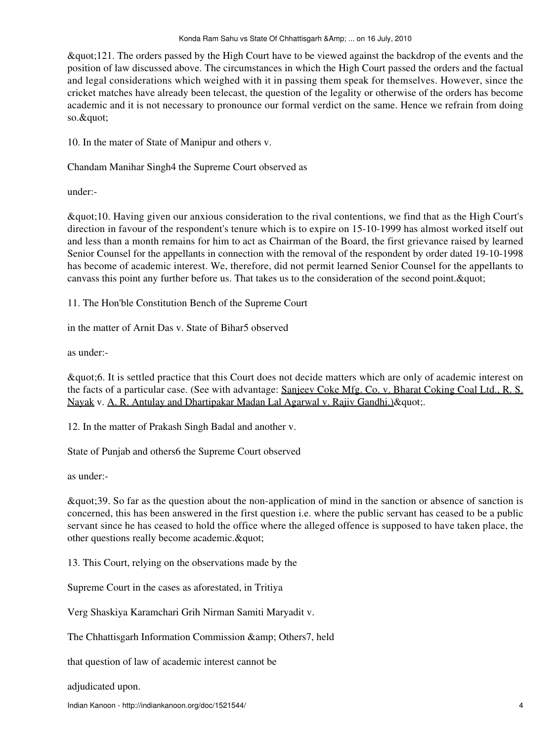&quot;121. The orders passed by the High Court have to be viewed against the backdrop of the events and the position of law discussed above. The circumstances in which the High Court passed the orders and the factual and legal considerations which weighed with it in passing them speak for themselves. However, since the cricket matches have already been telecast, the question of the legality or otherwise of the orders has become academic and it is not necessary to pronounce our formal verdict on the same. Hence we refrain from doing so.&quot;

10. In the mater of State of Manipur and others v.

Chandam Manihar Singh4 the Supreme Court observed as

under:-

&quot;10. Having given our anxious consideration to the rival contentions, we find that as the High Court's direction in favour of the respondent's tenure which is to expire on 15-10-1999 has almost worked itself out and less than a month remains for him to act as Chairman of the Board, the first grievance raised by learned Senior Counsel for the appellants in connection with the removal of the respondent by order dated 19-10-1998 has become of academic interest. We, therefore, did not permit learned Senior Counsel for the appellants to canvass this point any further before us. That takes us to the consideration of the second point.&quot;

11. The Hon'ble Constitution Bench of the Supreme Court

in the matter of Arnit Das v. State of Bihar5 observed

as under:-

&quot;6. It is settled practice that this Court does not decide matters which are only of academic interest on the facts of a particular case. (See with advantage: Sanjeev Coke Mfg. Co. v. Bharat Coking Coal Ltd., R. S. Nayak v. A. R. Antulay and Dhartipakar Madan Lal Agarwal v. Rajiv Gandhi.)&quot;.

12. In the matter of Prakash Singh Badal and another v.

State of Punjab and others6 the Supreme Court observed

as under:-

&quot;39. So far as the question about the non-application of mind in the sanction or absence of sanction is concerned, this has been answered in the first question i.e. where the public servant has ceased to be a public servant since he has ceased to hold the office where the alleged offence is supposed to have taken place, the other questions really become academic.&quot;

13. This Court, relying on the observations made by the

Supreme Court in the cases as aforestated, in Tritiya

Verg Shaskiya Karamchari Grih Nirman Samiti Maryadit v.

The Chhattisgarh Information Commission &amp; Others7, held

that question of law of academic interest cannot be

adjudicated upon.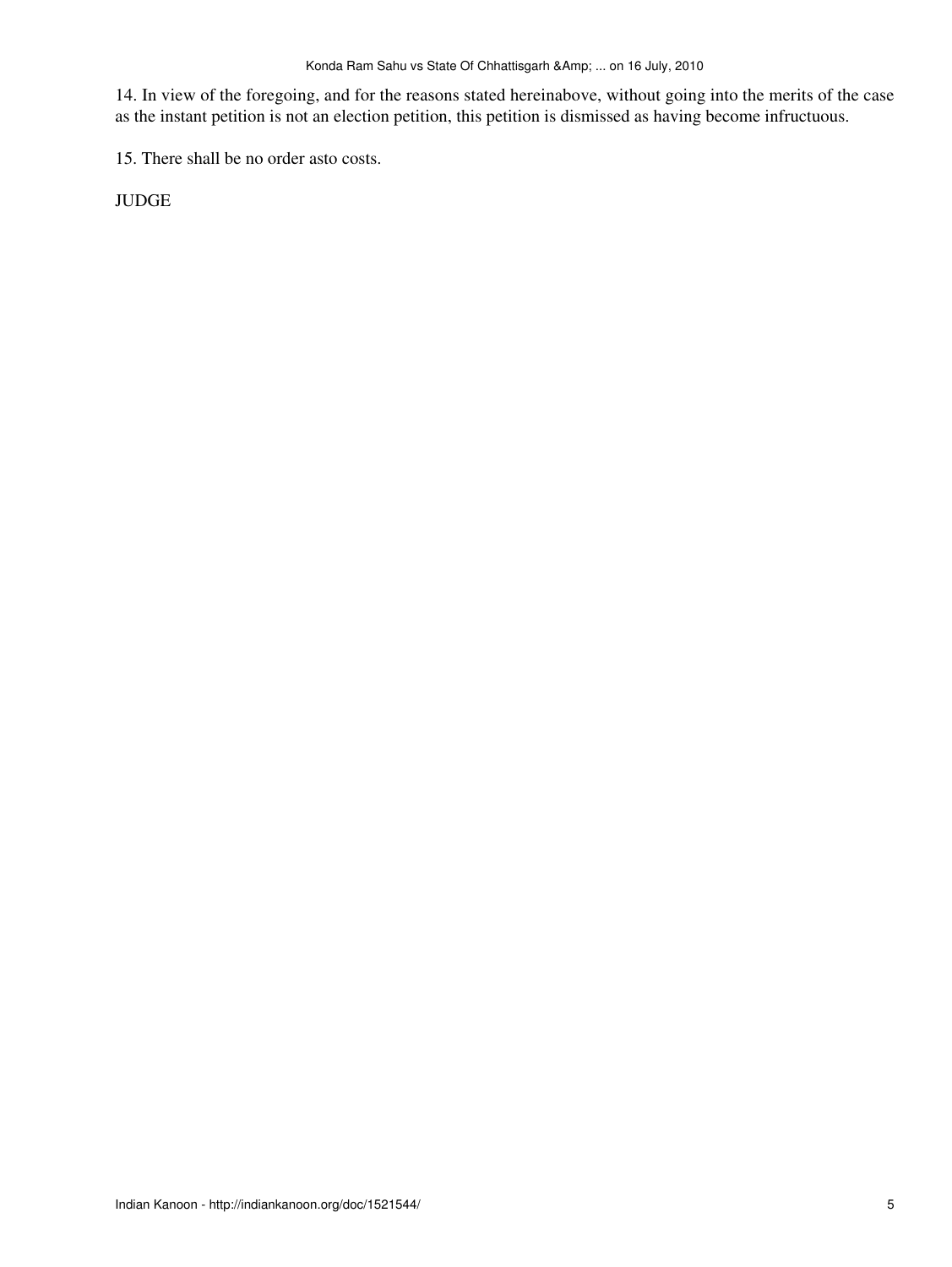14. In view of the foregoing, and for the reasons stated hereinabove, without going into the merits of the case as the instant petition is not an election petition, this petition is dismissed as having become infructuous.

15. There shall be no order asto costs.

JUDGE